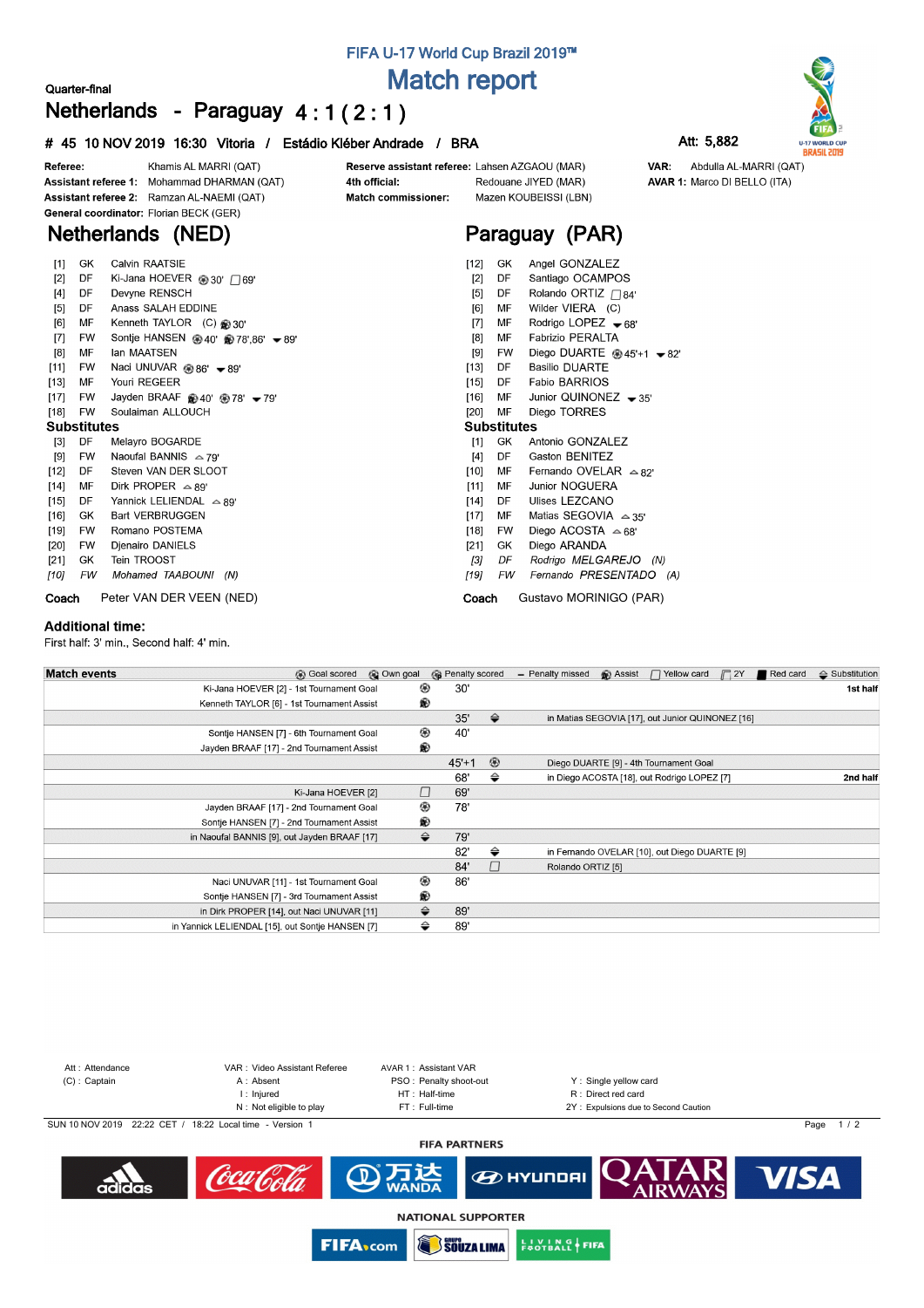FIFA U-17 World Cup Brazil 2019™

# Match report

Quarter-final

## Netherlands - Paraguay 4 : 1 ( 2 : 1 )

**# 45 10 NOV 2019 16:30 Vitoria / Estádio Kléber Andrade / BRA** Att: 5,882

**Referee:** Khamis AL MARRI (QAT)
**Assistant referee 1:** Mohammad DHARMAN (QAT)
**Assistant referee 2:** Ramzan AL-NAEMI (QAT)
**General coordinator:** Florian BECK (GER)

**Reserve assistant referee:** Lahsen AZGAOU (MAR)
**4th official:** Redouane JIYED (MAR)
**Match commissioner:** Mazen KOUBEISSI (LBN)

**VAR:** Abdulla AL-MARRI (QAT)
**AVAR 1:** Marco DI BELLO (ITA)

## Netherlands (NED)

| No. | Pos | Player | Events |
|---|---|---|---|
| [1] | GK | Calvin RAATSIE | |
| [2] | DF | Ki-Jana HOEVER | Goal 30', Yellow card 69' |
| [4] | DF | Devyne RENSCH | |
| [5] | DF | Anass SALAH EDDINE | |
| [6] | MF | Kenneth TAYLOR (C) | Assist 30' |
| [7] | FW | Sontje HANSEN | Goal 40', Assist 78',86', Out 89' |
| [8] | MF | Ian MAATSEN | |
| [11] | FW | Naci UNUVAR | Goal 86', Out 89' |
| [13] | MF | Youri REGEER | |
| [17] | FW | Jayden BRAAF | Assist 40', Goal 78', Out 79' |
| [18] | FW | Soulaiman ALLOUCH | |

**Substitutes**

| No. | Pos | Player | Events |
|---|---|---|---|
| [3] | DF | Melayro BOGARDE | |
| [9] | FW | Naoufal BANNIS | In 79' |
| [12] | DF | Steven VAN DER SLOOT | |
| [14] | MF | Dirk PROPER | In 89' |
| [15] | DF | Yannick LELIENDAL | In 89' |
| [16] | GK | Bart VERBRUGGEN | |
| [19] | FW | Romano POSTEMA | |
| [20] | FW | Djenairo DANIELS | |
| [21] | GK | Tein TROOST | |
| *[10]* | *FW* | *Mohamed TAABOUNI (N)* | |

**Coach** Peter VAN DER VEEN (NED)

## Paraguay (PAR)

| No. | Pos | Player | Events |
|---|---|---|---|
| [12] | GK | Angel GONZALEZ | |
| [2] | DF | Santiago OCAMPOS | |
| [5] | DF | Rolando ORTIZ | Yellow card 84' |
| [6] | MF | Wilder VIERA (C) | |
| [7] | MF | Rodrigo LOPEZ | Out 68' |
| [8] | MF | Fabrizio PERALTA | |
| [9] | FW | Diego DUARTE | Goal 45'+1, Out 82' |
| [13] | DF | Basilio DUARTE | |
| [15] | DF | Fabio BARRIOS | |
| [16] | MF | Junior QUINONEZ | Out 35' |
| [20] | MF | Diego TORRES | |

**Substitutes**

| No. | Pos | Player | Events |
|---|---|---|---|
| [1] | GK | Antonio GONZALEZ | |
| [4] | DF | Gaston BENITEZ | |
| [10] | MF | Fernando OVELAR | In 82' |
| [11] | MF | Junior NOGUERA | |
| [14] | DF | Ulises LEZCANO | |
| [17] | MF | Matias SEGOVIA | In 35' |
| [18] | FW | Diego ACOSTA | In 68' |
| [21] | GK | Diego ARANDA | |
| *[3]* | *DF* | *Rodrigo MELGAREJO (N)* | |
| *[19]* | *FW* | *Fernando PRESENTADO (A)* | |

**Coach** Gustavo MORINIGO (PAR)

**Additional time:**
First half: 3' min., Second half: 4' min.

## Match events

| Netherlands | Minute | Paraguay | |
|---|---|---|---|
| Ki-Jana HOEVER [2] - 1st Tournament Goal | 30' | | 1st half |
| Kenneth TAYLOR [6] - 1st Tournament Assist | | | |
| | 35' | in Matias SEGOVIA [17], out Junior QUINONEZ [16] | |
| Sontje HANSEN [7] - 6th Tournament Goal | 40' | | |
| Jayden BRAAF [17] - 2nd Tournament Assist | | | |
| | 45'+1 | Diego DUARTE [9] - 4th Tournament Goal | |
| | 68' | in Diego ACOSTA [18], out Rodrigo LOPEZ [7] | 2nd half |
| Ki-Jana HOEVER [2] (Yellow card) | 69' | | |
| Jayden BRAAF [17] - 2nd Tournament Goal | 78' | | |
| Sontje HANSEN [7] - 2nd Tournament Assist | | | |
| in Naoufal BANNIS [9], out Jayden BRAAF [17] | 79' | | |
| | 82' | in Fernando OVELAR [10], out Diego DUARTE [9] | |
| | 84' | Rolando ORTIZ [5] (Yellow card) | |
| Naci UNUVAR [11] - 1st Tournament Goal | 86' | | |
| Sontje HANSEN [7] - 3rd Tournament Assist | | | |
| in Dirk PROPER [14], out Naci UNUVAR [11] | 89' | | |
| in Yannick LELIENDAL [15], out Sontje HANSEN [7] | 89' | | |

Att : Attendance
(C) : Captain
VAR : Video Assistant Referee
A : Absent
I : Injured
N : Not eligible to play
AVAR 1 : Assistant VAR
PSO : Penalty shoot-out
HT : Half-time
FT : Full-time
Y : Single yellow card
R : Direct red card
2Y : Expulsions due to Second Caution

SUN 10 NOV 2019 22:22 CET / 18:22 Local time - Version 1

FIFA PARTNERS

NATIONAL SUPPORTER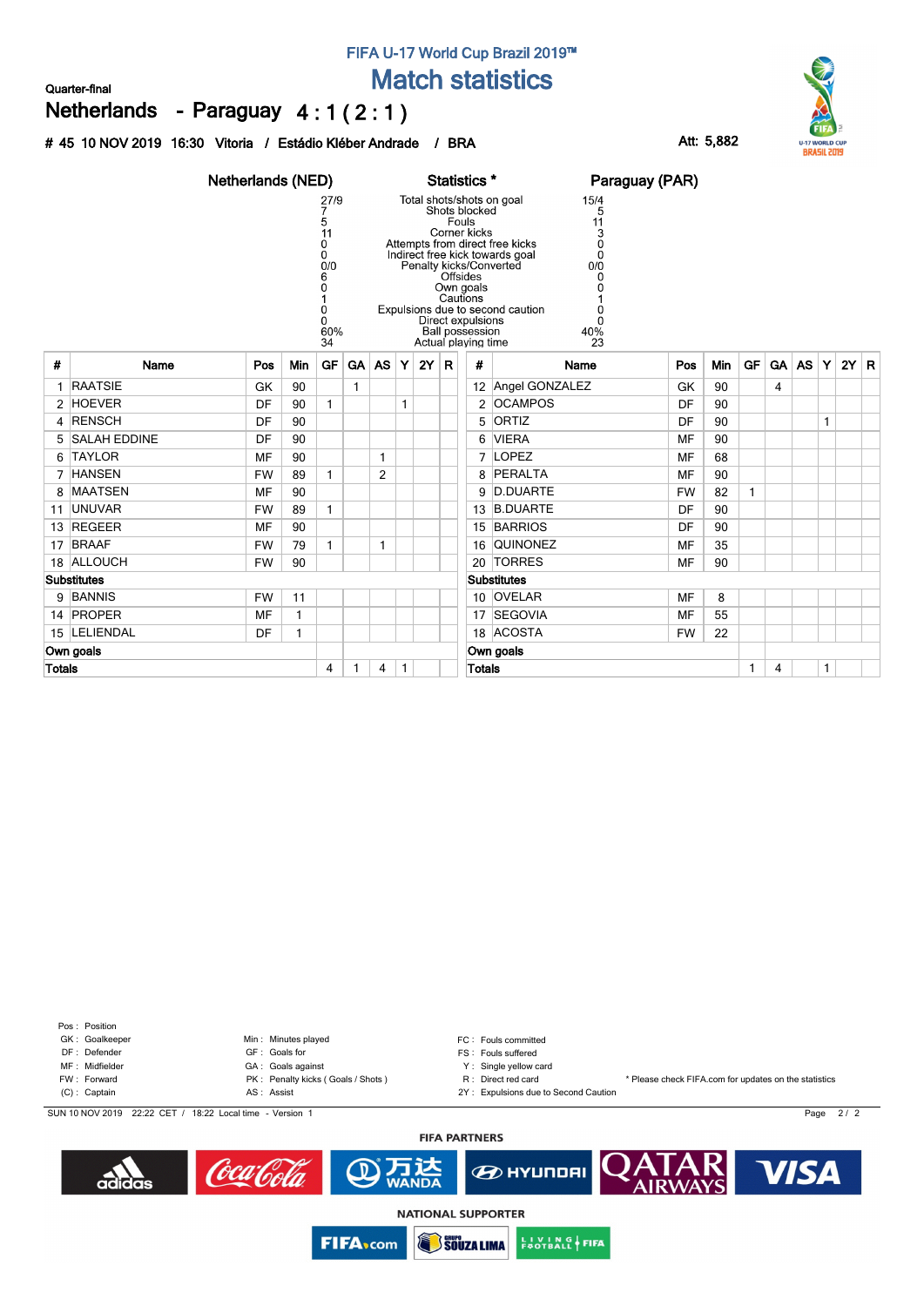FIFA U-17 World Cup Brazil 2019™

# Match statistics

Quarter-final

## Netherlands - Paraguay 4 : 1 ( 2 : 1 )

**# 45 10 NOV 2019 16:30 Vitoria / Estádio Kléber Andrade / BRA** Att: 5,882

| Netherlands (NED) | Statistics * | Paraguay (PAR) |
|---|---|---|
| 27/9 | Total shots/shots on goal | 15/4 |
| 7 | Shots blocked | 5 |
| 5 | Fouls | 11 |
| 11 | Corner kicks | 3 |
| 0 | Attempts from direct free kicks | 0 |
| 0 | Indirect free kick towards goal | 0 |
| 0/0 | Penalty kicks/Converted | 0/0 |
| 6 | Offsides | 0 |
| 0 | Own goals | 0 |
| 1 | Cautions | 1 |
| 0 | Expulsions due to second caution | 0 |
| 0 | Direct expulsions | 0 |
| 60% | Ball possession | 40% |
| 34 | Actual playing time | 23 |

| # | Name | Pos | Min | GF | GA | AS | Y | 2Y | R |
|---|---|---|---|---|---|---|---|---|---|
| 1 | RAATSIE | GK | 90 | | 1 | | | | |
| 2 | HOEVER | DF | 90 | 1 | | | 1 | | |
| 4 | RENSCH | DF | 90 | | | | | | |
| 5 | SALAH EDDINE | DF | 90 | | | | | | |
| 6 | TAYLOR | MF | 90 | | | 1 | | | |
| 7 | HANSEN | FW | 89 | 1 | | 2 | | | |
| 8 | MAATSEN | MF | 90 | | | | | | |
| 11 | UNUVAR | FW | 89 | 1 | | | | | |
| 13 | REGEER | MF | 90 | | | | | | |
| 17 | BRAAF | FW | 79 | 1 | | 1 | | | |
| 18 | ALLOUCH | FW | 90 | | | | | | |
| **Substitutes** | | | | | | | | | |
| 9 | BANNIS | FW | 11 | | | | | | |
| 14 | PROPER | MF | 1 | | | | | | |
| 15 | LELIENDAL | DF | 1 | | | | | | |
| **Own goals** | | | | | | | | | |
| **Totals** | | | | 4 | 1 | 4 | 1 | | |

| # | Name | Pos | Min | GF | GA | AS | Y | 2Y | R |
|---|---|---|---|---|---|---|---|---|---|
| 12 | Angel GONZALEZ | GK | 90 | | 4 | | | | |
| 2 | OCAMPOS | DF | 90 | | | | | | |
| 5 | ORTIZ | DF | 90 | | | | 1 | | |
| 6 | VIERA | MF | 90 | | | | | | |
| 7 | LOPEZ | MF | 68 | | | | | | |
| 8 | PERALTA | MF | 90 | | | | | | |
| 9 | D.DUARTE | FW | 82 | 1 | | | | | |
| 13 | B.DUARTE | DF | 90 | | | | | | |
| 15 | BARRIOS | DF | 90 | | | | | | |
| 16 | QUINONEZ | MF | 35 | | | | | | |
| 20 | TORRES | MF | 90 | | | | | | |
| **Substitutes** | | | | | | | | | |
| 10 | OVELAR | MF | 8 | | | | | | |
| 17 | SEGOVIA | MF | 55 | | | | | | |
| 18 | ACOSTA | FW | 22 | | | | | | |
| **Own goals** | | | | | | | | | |
| **Totals** | | | | 1 | 4 | | 1 | | |

Pos : Position
GK : Goalkeeper
DF : Defender
MF : Midfielder
FW : Forward
(C) : Captain

Min : Minutes played
GF : Goals for
GA : Goals against
PK : Penalty kicks ( Goals / Shots )
AS : Assist

FC : Fouls committed
FS : Fouls suffered
Y : Single yellow card
R : Direct red card
2Y : Expulsions due to Second Caution

\* Please check FIFA.com for updates on the statistics

SUN 10 NOV 2019 22:22 CET / 18:22 Local time - Version 1

FIFA PARTNERS

NATIONAL SUPPORTER